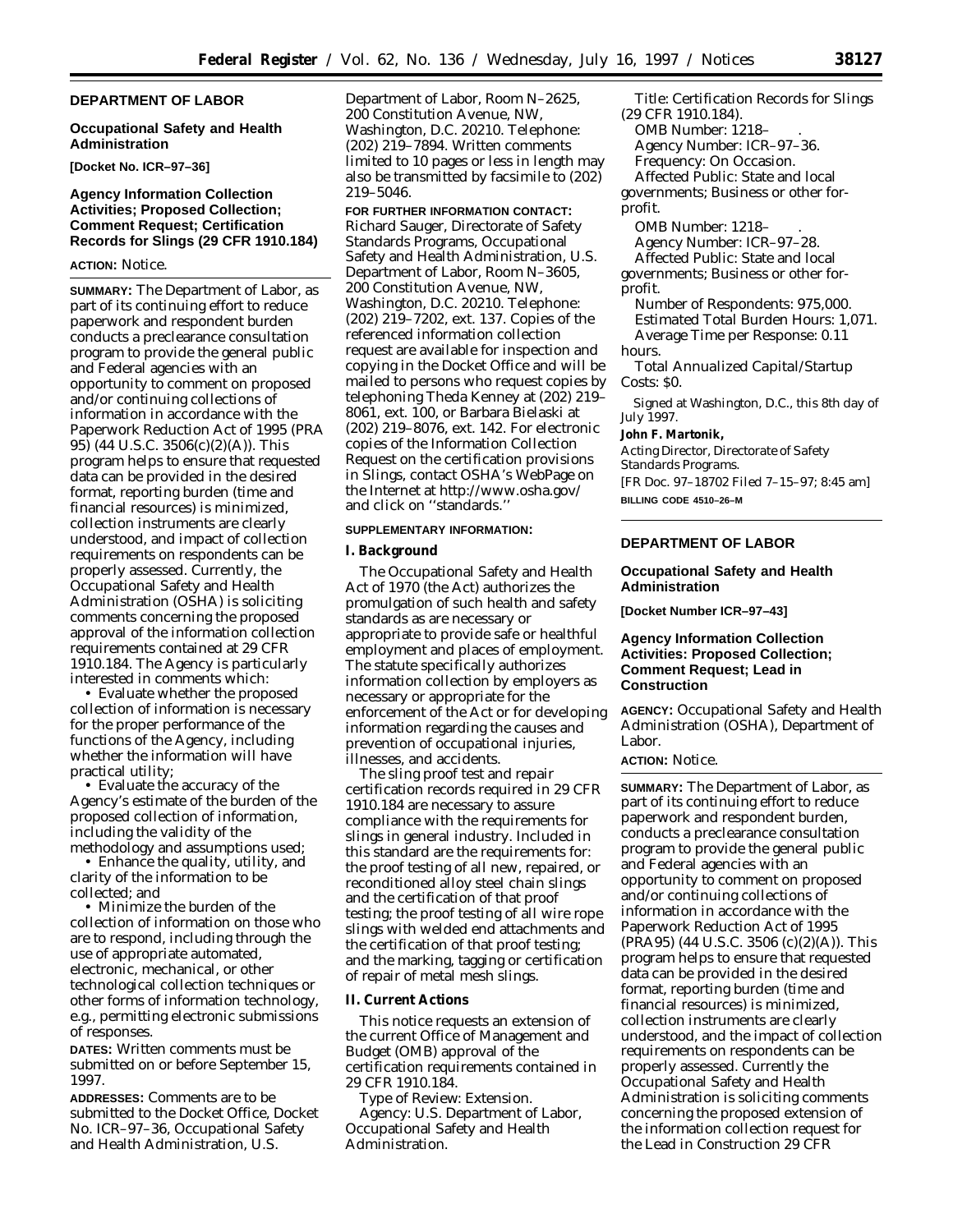## DEPARTMENT OF LABOR

### Occupational Safety and Health Administration

**[Docket No. ICR–97–36]**

### Agency Information Collection Activities; Proposed Collection; Comment Request; Certification Records for Slings (29 CFR 1910.184)

**ACTION:** Notice.

**SUMMARY:** The Department of Labor, as part of its continuing effort to reduce paperwork and respondent burden conducts a preclearance consultation program to provide the general public and Federal agencies with an opportunity to comment on proposed and/or continuing collections of information in accordance with the Paperwork Reduction Act of 1995 (PRA 95) (44 U.S.C. 3506(c)(2)(A)). This program helps to ensure that requested data can be provided in the desired format, reporting burden (time and financial resources) is minimized, collection instruments are clearly understood, and impact of collection requirements on respondents can be properly assessed. Currently, the Occupational Safety and Health Administration (OSHA) is soliciting comments concerning the proposed approval of the information collection requirements contained at 29 CFR 1910.184. The Agency is particularly interested in comments which:

- Evaluate whether the proposed collection of information is necessary for the proper performance of the functions of the Agency, including whether the information will have practical utility;
- Evaluate the accuracy of the Agency's estimate of the burden of the proposed collection of information, including the validity of the methodology and assumptions used;
- Enhance the quality, utility, and clarity of the information to be collected; and
- Minimize the burden of the collection of information on those who are to respond, including through the use of appropriate automated, electronic, mechanical, or other technological collection techniques or other forms of information technology, e.g., permitting electronic submissions of responses.

**DATES:** Written comments must be submitted on or before September 15, 1997.

**ADDRESSES:** Comments are to be submitted to the Docket Office, Docket No. ICR–97–36, Occupational Safety and Health Administration, U.S. Department of Labor, Room N–2625, 200 Constitution Avenue, NW, Washington, D.C. 20210. Telephone: (202) 219–7894. Written comments limited to 10 pages or less in length may also be transmitted by facsimile to (202) 219–5046.

**FOR FURTHER INFORMATION CONTACT:** Richard Sauger, Directorate of Safety Standards Programs, Occupational Safety and Health Administration, U.S. Department of Labor, Room N–3605, 200 Constitution Avenue, NW, Washington, D.C. 20210. Telephone: (202) 219–7202, ext. 137. Copies of the referenced information collection request are available for inspection and copying in the Docket Office and will be mailed to persons who request copies by telephoning Theda Kenney at (202) 219–8061, ext. 100, or Barbara Bielaski at (202) 219–8076, ext. 142. For electronic copies of the Information Collection Request on the certification provisions in Slings, contact OSHA's WebPage on the Internet at http://www.osha.gov/ and click on "standards."

**SUPPLEMENTARY INFORMATION:**

#### I. Background

The Occupational Safety and Health Act of 1970 (the Act) authorizes the promulgation of such health and safety standards as are necessary or appropriate to provide safe or healthful employment and places of employment. The statute specifically authorizes information collection by employers as necessary or appropriate for the enforcement of the Act or for developing information regarding the causes and prevention of occupational injuries, illnesses, and accidents.

The sling proof test and repair certification records required in 29 CFR 1910.184 are necessary to assure compliance with the requirements for slings in general industry. Included in this standard are the requirements for: the proof testing of all new, repaired, or reconditioned alloy steel chain slings and the certification of that proof testing; the proof testing of all wire rope slings with welded end attachments and the certification of that proof testing; and the marking, tagging or certification of repair of metal mesh slings.

#### II. Current Actions

This notice requests an extension of the current Office of Management and Budget (OMB) approval of the certification requirements contained in 29 CFR 1910.184.

*Type of Review:* Extension.

*Agency:* U.S. Department of Labor, Occupational Safety and Health Administration.

*Title:* Certification Records for Slings (29 CFR 1910.184).

*OMB Number:* 1218– .

*Agency Number:* ICR–97–36.

*Frequency:* On Occasion.

*Affected Public:* State and local governments; Business or other for-profit.

*OMB Number:* 1218– .

*Agency Number:* ICR–97–28.

*Affected Public:* State and local governments; Business or other for-profit.

*Number of Respondents:* 975,000.

*Estimated Total Burden Hours:* 1,071.

*Average Time per Response:* 0.11 hours.

*Total Annualized Capital/Startup Costs:* $0.

Signed at Washington, D.C., this 8th day of July 1997.

**John F. Martonik,**

*Acting Director, Directorate of Safety Standards Programs.*

[FR Doc. 97–18702 Filed 7–15–97; 8:45 am]

**BILLING CODE 4510–26–M**

---

## DEPARTMENT OF LABOR

### Occupational Safety and Health Administration

**[Docket Number ICR–97–43]**

### Agency Information Collection Activities: Proposed Collection; Comment Request; Lead in Construction

**AGENCY:** Occupational Safety and Health Administration (OSHA), Department of Labor.

**ACTION:** Notice.

**SUMMARY:** The Department of Labor, as part of its continuing effort to reduce paperwork and respondent burden, conducts a preclearance consultation program to provide the general public and Federal agencies with an opportunity to comment on proposed and/or continuing collections of information in accordance with the Paperwork Reduction Act of 1995 (PRA95) (44 U.S.C. 3506 (c)(2)(A)). This program helps to ensure that requested data can be provided in the desired format, reporting burden (time and financial resources) is minimized, collection instruments are clearly understood, and the impact of collection requirements on respondents can be properly assessed. Currently the Occupational Safety and Health Administration is soliciting comments concerning the proposed extension of the information collection request for the Lead in Construction 29 CFR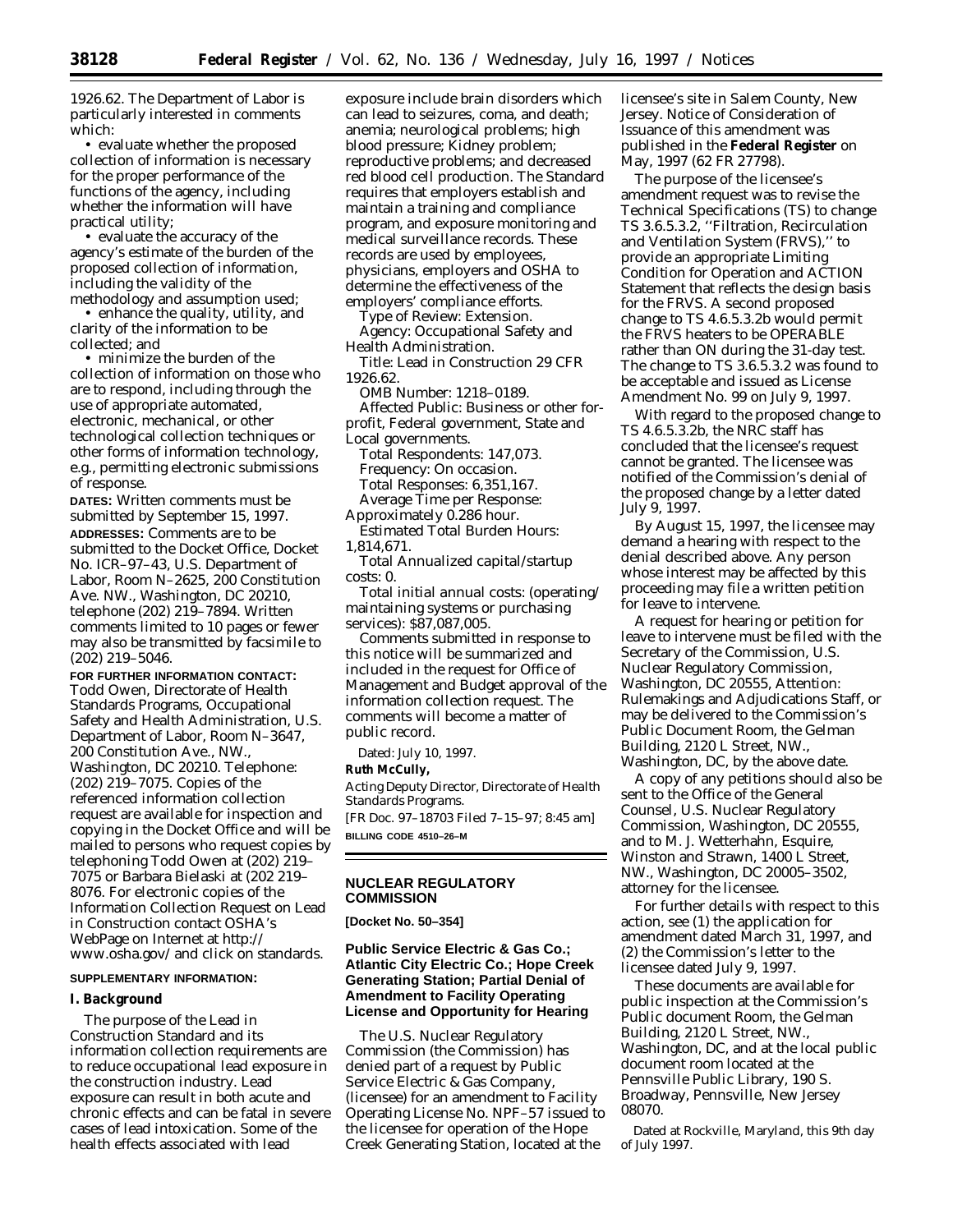1926.62. The Department of Labor is particularly interested in comments which:

• evaluate whether the proposed collection of information is necessary for the proper performance of the functions of the agency, including whether the information will have practical utility;

• evaluate the accuracy of the agency's estimate of the burden of the proposed collection of information, including the validity of the methodology and assumption used;

• enhance the quality, utility, and clarity of the information to be collected; and

• minimize the burden of the collection of information on those who are to respond, including through the use of appropriate automated, electronic, mechanical, or other technological collection techniques or other forms of information technology, e.g., permitting electronic submissions of response.

**DATES:** Written comments must be submitted by September 15, 1997.

**ADDRESSES:** Comments are to be submitted to the Docket Office, Docket No. ICR–97–43, U.S. Department of Labor, Room N–2625, 200 Constitution Ave. NW., Washington, DC 20210, telephone (202) 219–7894. Written comments limited to 10 pages or fewer may also be transmitted by facsimile to (202) 219–5046.

**FOR FURTHER INFORMATION CONTACT:** Todd Owen, Directorate of Health Standards Programs, Occupational Safety and Health Administration, U.S. Department of Labor, Room N–3647, 200 Constitution Ave., NW., Washington, DC 20210. Telephone: (202) 219–7075. Copies of the referenced information collection request are available for inspection and copying in the Docket Office and will be mailed to persons who request copies by telephoning Todd Owen at (202) 219–7075 or Barbara Bielaski at (202 219–8076. For electronic copies of the Information Collection Request on Lead in Construction contact OSHA's WebPage on Internet at http://www.osha.gov/ and click on standards.

**SUPPLEMENTARY INFORMATION:**

**I. Background**

The purpose of the Lead in Construction Standard and its information collection requirements are to reduce occupational lead exposure in the construction industry. Lead exposure can result in both acute and chronic effects and can be fatal in severe cases of lead intoxication. Some of the health effects associated with lead exposure include brain disorders which can lead to seizures, coma, and death; anemia; neurological problems; high blood pressure; Kidney problem; reproductive problems; and decreased red blood cell production. The Standard requires that employers establish and maintain a training and compliance program, and exposure monitoring and medical surveillance records. These records are used by employees, physicians, employers and OSHA to determine the effectiveness of the employers' compliance efforts.

*Type of Review:* Extension.

*Agency:* Occupational Safety and Health Administration.

*Title:* Lead in Construction 29 CFR 1926.62.

*OMB Number:* 1218–0189.

*Affected Public:* Business or other for-profit, Federal government, State and Local governments.

*Total Respondents:* 147,073.

*Frequency:* On occasion.

*Total Responses:* 6,351,167.

*Average Time per Response:* Approximately 0.286 hour.

*Estimated Total Burden Hours:* 1,814,671.

*Total Annualized capital/startup costs:* 0.

*Total initial annual costs:* (operating/maintaining systems or purchasing services): $87,087,005.

Comments submitted in response to this notice will be summarized and included in the request for Office of Management and Budget approval of the information collection request. The comments will become a matter of public record.

Dated: July 10, 1997.

**Ruth McCully,**

*Acting Deputy Director, Directorate of Health Standards Programs.*

[FR Doc. 97–18703 Filed 7–15–97; 8:45 am]

**BILLING CODE 4510–26–M**

## NUCLEAR REGULATORY COMMISSION

**[Docket No. 50–354]**

### Public Service Electric & Gas Co.; Atlantic City Electric Co.; Hope Creek Generating Station; Partial Denial of Amendment to Facility Operating License and Opportunity for Hearing

The U.S. Nuclear Regulatory Commission (the Commission) has denied part of a request by Public Service Electric & Gas Company, (licensee) for an amendment to Facility Operating License No. NPF–57 issued to the licensee for operation of the Hope Creek Generating Station, located at the licensee's site in Salem County, New Jersey. Notice of Consideration of Issuance of this amendment was published in the **Federal Register** on May, 1997 (62 FR 27798).

The purpose of the licensee's amendment request was to revise the Technical Specifications (TS) to change TS 3.6.5.3.2, "Filtration, Recirculation and Ventilation System (FRVS)," to provide an appropriate Limiting Condition for Operation and ACTION Statement that reflects the design basis for the FRVS. A second proposed change to TS 4.6.5.3.2b would permit the FRVS heaters to be OPERABLE rather than ON during the 31-day test. The change to TS 3.6.5.3.2 was found to be acceptable and issued as License Amendment No. 99 on July 9, 1997.

With regard to the proposed change to TS 4.6.5.3.2b, the NRC staff has concluded that the licensee's request cannot be granted. The licensee was notified of the Commission's denial of the proposed change by a letter dated July 9, 1997.

By August 15, 1997, the licensee may demand a hearing with respect to the denial described above. Any person whose interest may be affected by this proceeding may file a written petition for leave to intervene.

A request for hearing or petition for leave to intervene must be filed with the Secretary of the Commission, U.S. Nuclear Regulatory Commission, Washington, DC 20555, Attention: Rulemakings and Adjudications Staff, or may be delivered to the Commission's Public Document Room, the Gelman Building, 2120 L Street, NW., Washington, DC, by the above date.

A copy of any petitions should also be sent to the Office of the General Counsel, U.S. Nuclear Regulatory Commission, Washington, DC 20555, and to M. J. Wetterhahn, Esquire, Winston and Strawn, 1400 L Street, NW., Washington, DC 20005–3502, attorney for the licensee.

For further details with respect to this action, see (1) the application for amendment dated March 31, 1997, and (2) the Commission's letter to the licensee dated July 9, 1997.

These documents are available for public inspection at the Commission's Public document Room, the Gelman Building, 2120 L Street, NW., Washington, DC, and at the local public document room located at the Pennsville Public Library, 190 S. Broadway, Pennsville, New Jersey 08070.

Dated at Rockville, Maryland, this 9th day of July 1997.